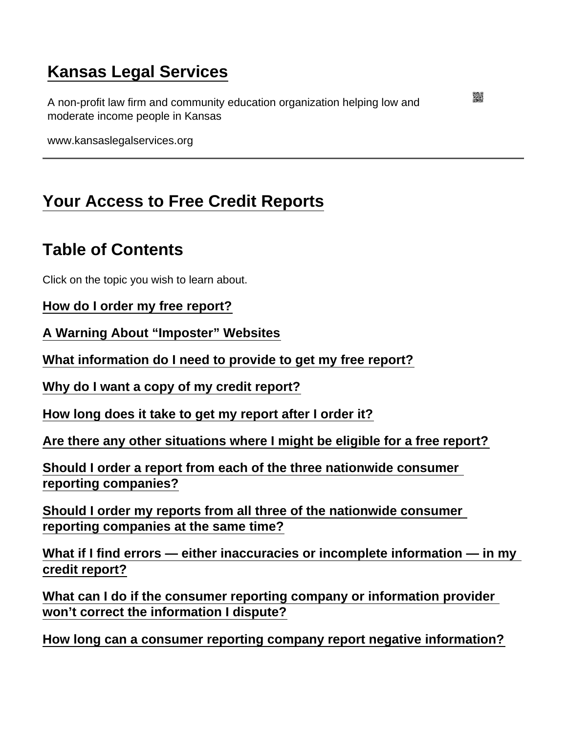# Kansas Legal Services

A non-profit law firm and community education organization helping low and moderate income people in Kansas

www.kansaslegalservices.org

---

## Your Access to Free Credit Reports

## Table of Contents

Click on the topic you wish to learn about.

**How do I order my free report?**

**A Warning About "Imposter" Websites**

**What information do I need to provide to get my free report?**

**Why do I want a copy of my credit report?**

**How long does it take to get my report after I order it?**

**Are there any other situations where I might be eligible for a free report?**

**Should I order a report from each of the three nationwide consumer reporting companies?**

**Should I order my reports from all three of the nationwide consumer reporting companies at the same time?**

**What if I find errors — either inaccuracies or incomplete information — in my credit report?**

**What can I do if the consumer reporting company or information provider won't correct the information I dispute?**

**How long can a consumer reporting company report negative information?**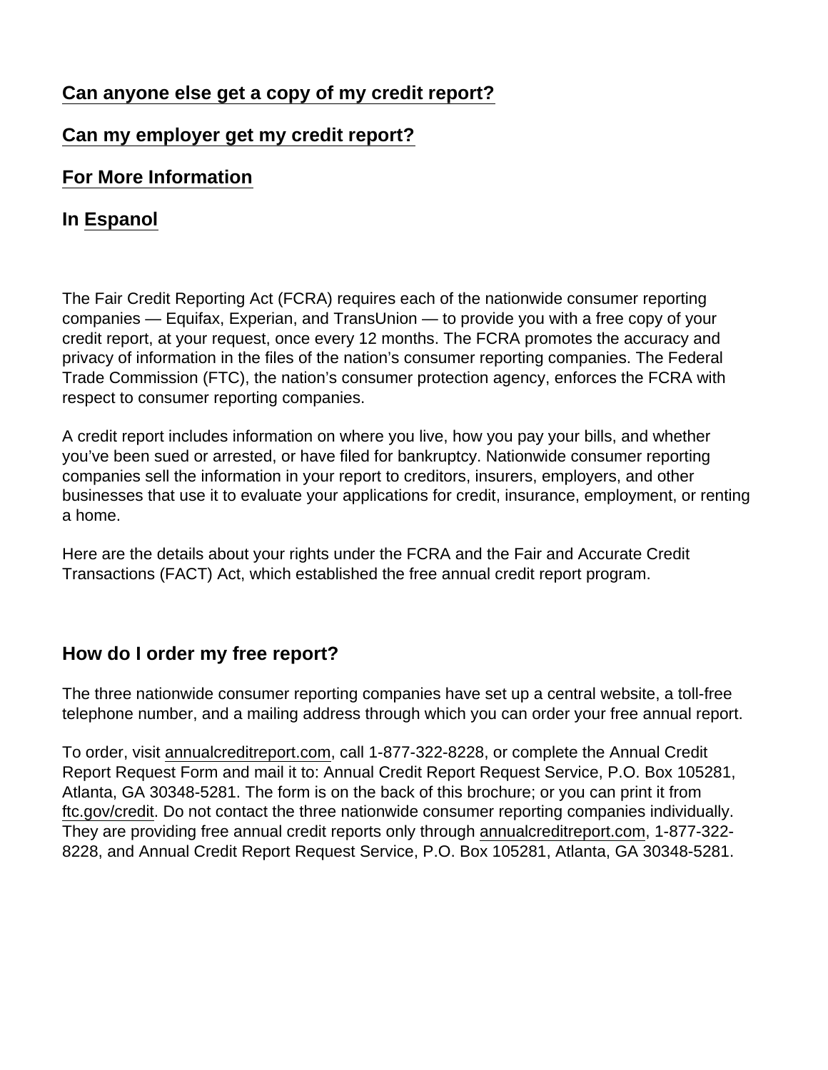[Can anyone else get a copy of my credit report?](#)

[Can my employer get my credit report?](#)

[For More Information](#)

In [Espanol](#)

The Fair Credit Reporting Act (FCRA) requires each of the nationwide consumer reporting companies — Equifax, Experian, and TransUnion — to provide you with a free copy of your credit report, at your request, once every 12 months. The FCRA promotes the accuracy and privacy of information in the files of the nation's consumer reporting companies. The Federal Trade Commission (FTC), the nation's consumer protection agency, enforces the FCRA with respect to consumer reporting companies.

A credit report includes information on where you live, how you pay your bills, and whether you've been sued or arrested, or have filed for bankruptcy. Nationwide consumer reporting companies sell the information in your report to creditors, insurers, employers, and other businesses that use it to evaluate your applications for credit, insurance, employment, or renting a home.

Here are the details about your rights under the FCRA and the Fair and Accurate Credit Transactions (FACT) Act, which established the free annual credit report program.

## How do I order my free report?

The three nationwide consumer reporting companies have set up a central website, a toll-free telephone number, and a mailing address through which you can order your free annual report.

To order, visit [annualcreditreport.com](#), call 1-877-322-8228, or complete the Annual Credit Report Request Form and mail it to: Annual Credit Report Request Service, P.O. Box 105281, Atlanta, GA 30348-5281. The form is on the back of this brochure; or you can print it from [ftc.gov/credit](#). Do not contact the three nationwide consumer reporting companies individually. They are providing free annual credit reports only through [annualcreditreport.com](#), 1-877-322-8228, and Annual Credit Report Request Service, P.O. Box 105281, Atlanta, GA 30348-5281.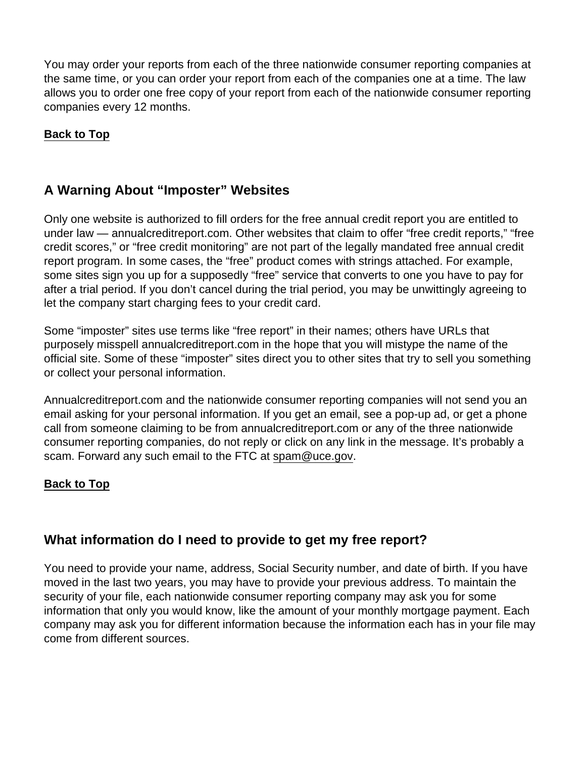You may order your reports from each of the three nationwide consumer reporting companies at the same time, or you can order your report from each of the companies one at a time. The law allows you to order one free copy of your report from each of the nationwide consumer reporting companies every 12 months.

**Back to Top**

## A Warning About "Imposter" Websites

Only one website is authorized to fill orders for the free annual credit report you are entitled to under law — annualcreditreport.com. Other websites that claim to offer "free credit reports," "free credit scores," or "free credit monitoring" are not part of the legally mandated free annual credit report program. In some cases, the "free" product comes with strings attached. For example, some sites sign you up for a supposedly "free" service that converts to one you have to pay for after a trial period. If you don't cancel during the trial period, you may be unwittingly agreeing to let the company start charging fees to your credit card.

Some "imposter" sites use terms like "free report" in their names; others have URLs that purposely misspell annualcreditreport.com in the hope that you will mistype the name of the official site. Some of these "imposter" sites direct you to other sites that try to sell you something or collect your personal information.

Annualcreditreport.com and the nationwide consumer reporting companies will not send you an email asking for your personal information. If you get an email, see a pop-up ad, or get a phone call from someone claiming to be from annualcreditreport.com or any of the three nationwide consumer reporting companies, do not reply or click on any link in the message. It's probably a scam. Forward any such email to the FTC at spam@uce.gov.

**Back to Top**

## What information do I need to provide to get my free report?

You need to provide your name, address, Social Security number, and date of birth. If you have moved in the last two years, you may have to provide your previous address. To maintain the security of your file, each nationwide consumer reporting company may ask you for some information that only you would know, like the amount of your monthly mortgage payment. Each company may ask you for different information because the information each has in your file may come from different sources.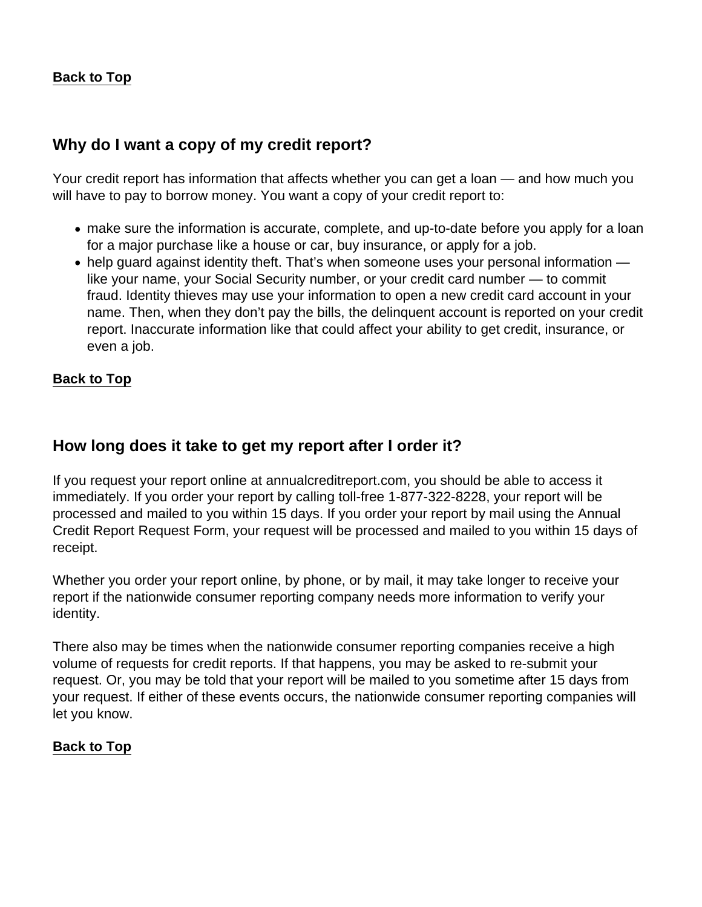Back to Top

## Why do I want a copy of my credit report?

Your credit report has information that affects whether you can get a loan — and how much you will have to pay to borrow money. You want a copy of your credit report to:

- make sure the information is accurate, complete, and up-to-date before you apply for a loan for a major purchase like a house or car, buy insurance, or apply for a job.
- help guard against identity theft. That's when someone uses your personal information — like your name, your Social Security number, or your credit card number — to commit fraud. Identity thieves may use your information to open a new credit card account in your name. Then, when they don't pay the bills, the delinquent account is reported on your credit report. Inaccurate information like that could affect your ability to get credit, insurance, or even a job.

Back to Top

## How long does it take to get my report after I order it?

If you request your report online at annualcreditreport.com, you should be able to access it immediately. If you order your report by calling toll-free 1-877-322-8228, your report will be processed and mailed to you within 15 days. If you order your report by mail using the Annual Credit Report Request Form, your request will be processed and mailed to you within 15 days of receipt.

Whether you order your report online, by phone, or by mail, it may take longer to receive your report if the nationwide consumer reporting company needs more information to verify your identity.

There also may be times when the nationwide consumer reporting companies receive a high volume of requests for credit reports. If that happens, you may be asked to re-submit your request. Or, you may be told that your report will be mailed to you sometime after 15 days from your request. If either of these events occurs, the nationwide consumer reporting companies will let you know.

Back to Top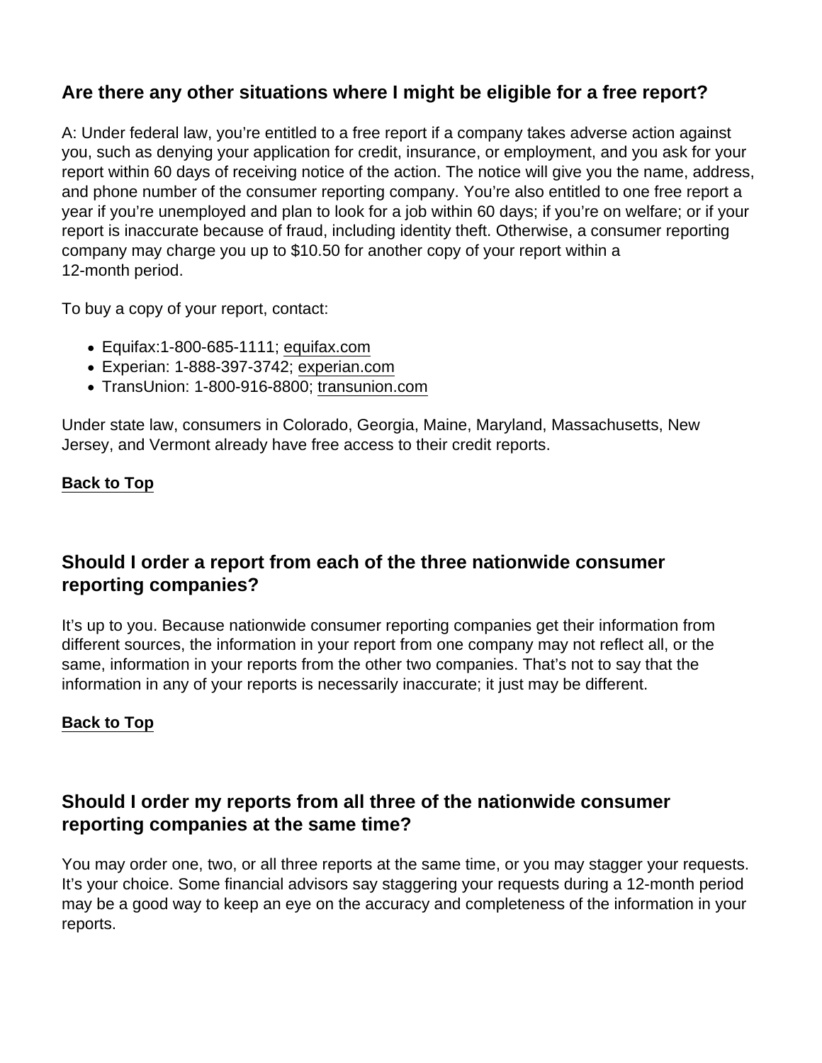## Are there any other situations where I might be eligible for a free report?

A: Under federal law, you're entitled to a free report if a company takes adverse action against you, such as denying your application for credit, insurance, or employment, and you ask for your report within 60 days of receiving notice of the action. The notice will give you the name, address, and phone number of the consumer reporting company. You're also entitled to one free report a year if you're unemployed and plan to look for a job within 60 days; if you're on welfare; or if your report is inaccurate because of fraud, including identity theft. Otherwise, a consumer reporting company may charge you up to $10.50 for another copy of your report within a 12-month period.

To buy a copy of your report, contact:

- Equifax:1-800-685-1111; [equifax.com](equifax.com)
- Experian: 1-888-397-3742; [experian.com](experian.com)
- TransUnion: 1-800-916-8800; [transunion.com](transunion.com)

Under state law, consumers in Colorado, Georgia, Maine, Maryland, Massachusetts, New Jersey, and Vermont already have free access to their credit reports.

[Back to Top](#)

## Should I order a report from each of the three nationwide consumer reporting companies?

It's up to you. Because nationwide consumer reporting companies get their information from different sources, the information in your report from one company may not reflect all, or the same, information in your reports from the other two companies. That's not to say that the information in any of your reports is necessarily inaccurate; it just may be different.

[Back to Top](#)

## Should I order my reports from all three of the nationwide consumer reporting companies at the same time?

You may order one, two, or all three reports at the same time, or you may stagger your requests. It's your choice. Some financial advisors say staggering your requests during a 12-month period may be a good way to keep an eye on the accuracy and completeness of the information in your reports.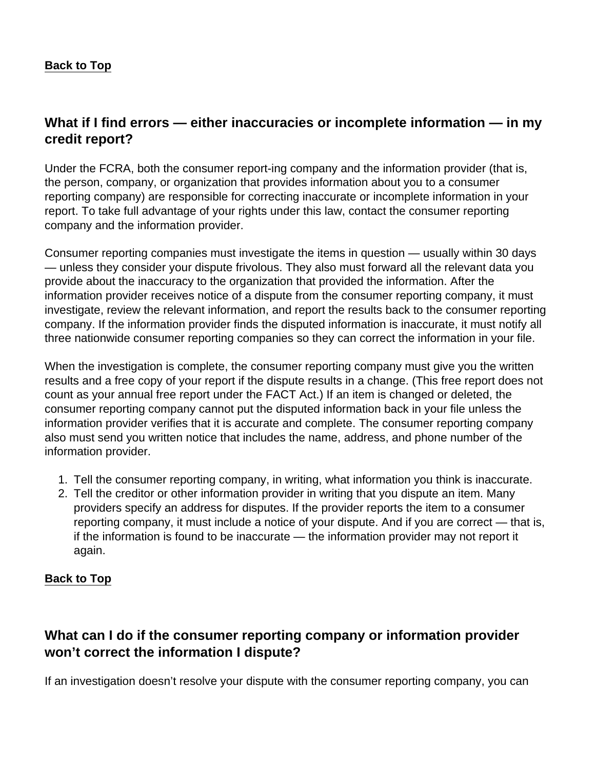Back to Top

## What if I find errors — either inaccuracies or incomplete information — in my credit report?

Under the FCRA, both the consumer report-ing company and the information provider (that is, the person, company, or organization that provides information about you to a consumer reporting company) are responsible for correcting inaccurate or incomplete information in your report. To take full advantage of your rights under this law, contact the consumer reporting company and the information provider.

Consumer reporting companies must investigate the items in question — usually within 30 days — unless they consider your dispute frivolous. They also must forward all the relevant data you provide about the inaccuracy to the organization that provided the information. After the information provider receives notice of a dispute from the consumer reporting company, it must investigate, review the relevant information, and report the results back to the consumer reporting company. If the information provider finds the disputed information is inaccurate, it must notify all three nationwide consumer reporting companies so they can correct the information in your file.

When the investigation is complete, the consumer reporting company must give you the written results and a free copy of your report if the dispute results in a change. (This free report does not count as your annual free report under the FACT Act.) If an item is changed or deleted, the consumer reporting company cannot put the disputed information back in your file unless the information provider verifies that it is accurate and complete. The consumer reporting company also must send you written notice that includes the name, address, and phone number of the information provider.

1. Tell the consumer reporting company, in writing, what information you think is inaccurate.
2. Tell the creditor or other information provider in writing that you dispute an item. Many providers specify an address for disputes. If the provider reports the item to a consumer reporting company, it must include a notice of your dispute. And if you are correct — that is, if the information is found to be inaccurate — the information provider may not report it again.

Back to Top

## What can I do if the consumer reporting company or information provider won't correct the information I dispute?

If an investigation doesn't resolve your dispute with the consumer reporting company, you can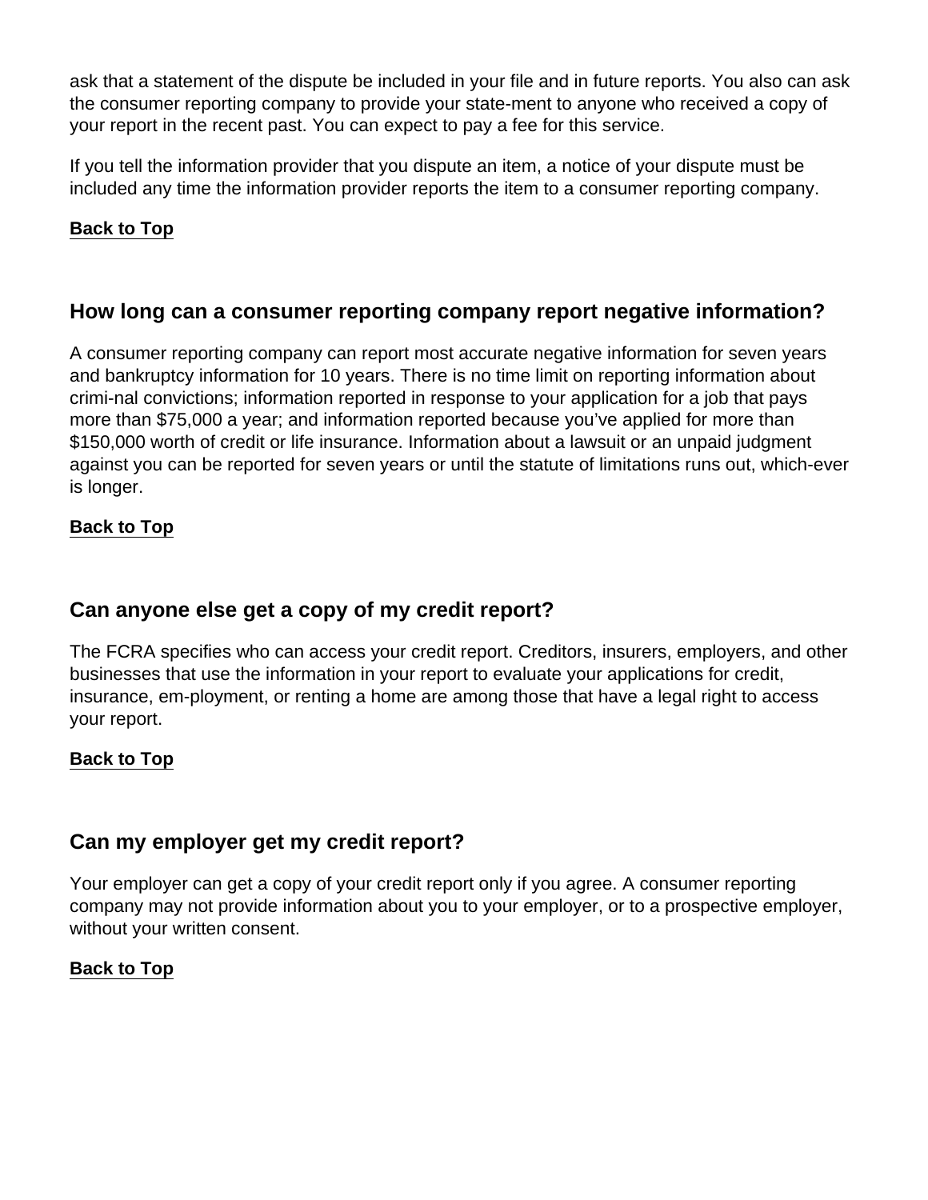ask that a statement of the dispute be included in your file and in future reports. You also can ask the consumer reporting company to provide your state-ment to anyone who received a copy of your report in the recent past. You can expect to pay a fee for this service.

If you tell the information provider that you dispute an item, a notice of your dispute must be included any time the information provider reports the item to a consumer reporting company.

Back to Top

## How long can a consumer reporting company report negative information?

A consumer reporting company can report most accurate negative information for seven years and bankruptcy information for 10 years. There is no time limit on reporting information about crimi-nal convictions; information reported in response to your application for a job that pays more than $75,000 a year; and information reported because you've applied for more than $150,000 worth of credit or life insurance. Information about a lawsuit or an unpaid judgment against you can be reported for seven years or until the statute of limitations runs out, which-ever is longer.

Back to Top

## Can anyone else get a copy of my credit report?

The FCRA specifies who can access your credit report. Creditors, insurers, employers, and other businesses that use the information in your report to evaluate your applications for credit, insurance, em-ployment, or renting a home are among those that have a legal right to access your report.

Back to Top

## Can my employer get my credit report?

Your employer can get a copy of your credit report only if you agree. A consumer reporting company may not provide information about you to your employer, or to a prospective employer, without your written consent.

Back to Top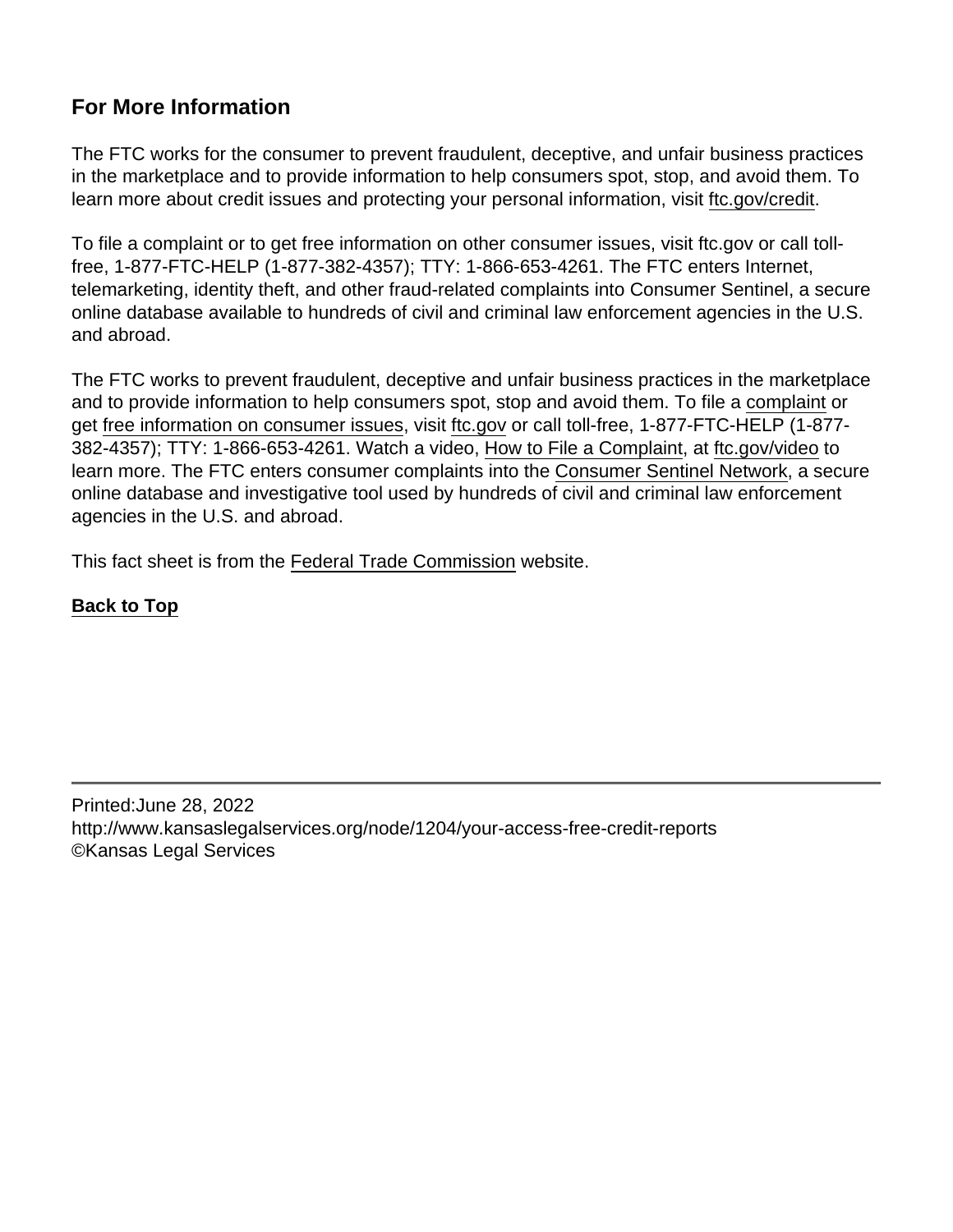## For More Information

The FTC works for the consumer to prevent fraudulent, deceptive, and unfair business practices in the marketplace and to provide information to help consumers spot, stop, and avoid them. To learn more about credit issues and protecting your personal information, visit ftc.gov/credit.

To file a complaint or to get free information on other consumer issues, visit ftc.gov or call toll-free, 1-877-FTC-HELP (1-877-382-4357); TTY: 1-866-653-4261. The FTC enters Internet, telemarketing, identity theft, and other fraud-related complaints into Consumer Sentinel, a secure online database available to hundreds of civil and criminal law enforcement agencies in the U.S. and abroad.

The FTC works to prevent fraudulent, deceptive and unfair business practices in the marketplace and to provide information to help consumers spot, stop and avoid them. To file a complaint or get free information on consumer issues, visit ftc.gov or call toll-free, 1-877-FTC-HELP (1-877-382-4357); TTY: 1-866-653-4261. Watch a video, How to File a Complaint, at ftc.gov/video to learn more. The FTC enters consumer complaints into the Consumer Sentinel Network, a secure online database and investigative tool used by hundreds of civil and criminal law enforcement agencies in the U.S. and abroad.

This fact sheet is from the Federal Trade Commission website.

**Back to Top**

---

Printed:June 28, 2022
http://www.kansaslegalservices.org/node/1204/your-access-free-credit-reports
©Kansas Legal Services